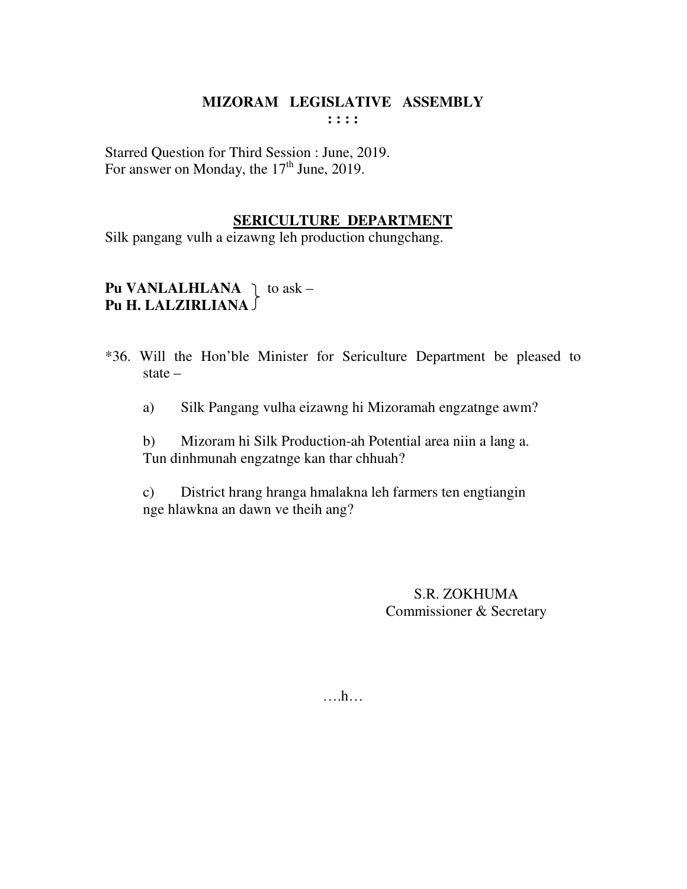# MIZORAM LEGISLATIVE ASSEMBLY

**: : : :**

Starred Question for Third Session : June, 2019.
For answer on Monday, the 17th June, 2019.

## SERICULTURE DEPARTMENT

Silk pangang vulh a eizawng leh production chungchang.

**Pu VANLALHLANA**
**Pu H. LALZIRLIANA** } to ask –

*36. Will the Hon'ble Minister for Sericulture Department be pleased to state –

a) Silk Pangang vulha eizawng hi Mizoramah engzatnge awm?

b) Mizoram hi Silk Production-ah Potential area niin a lang a. Tun dinhmunah engzatnge kan thar chhuah?

c) District hrang hranga hmalakna leh farmers ten engtiangin nge hlawkna an dawn ve theih ang?

S.R. ZOKHUMA
Commissioner & Secretary

….h…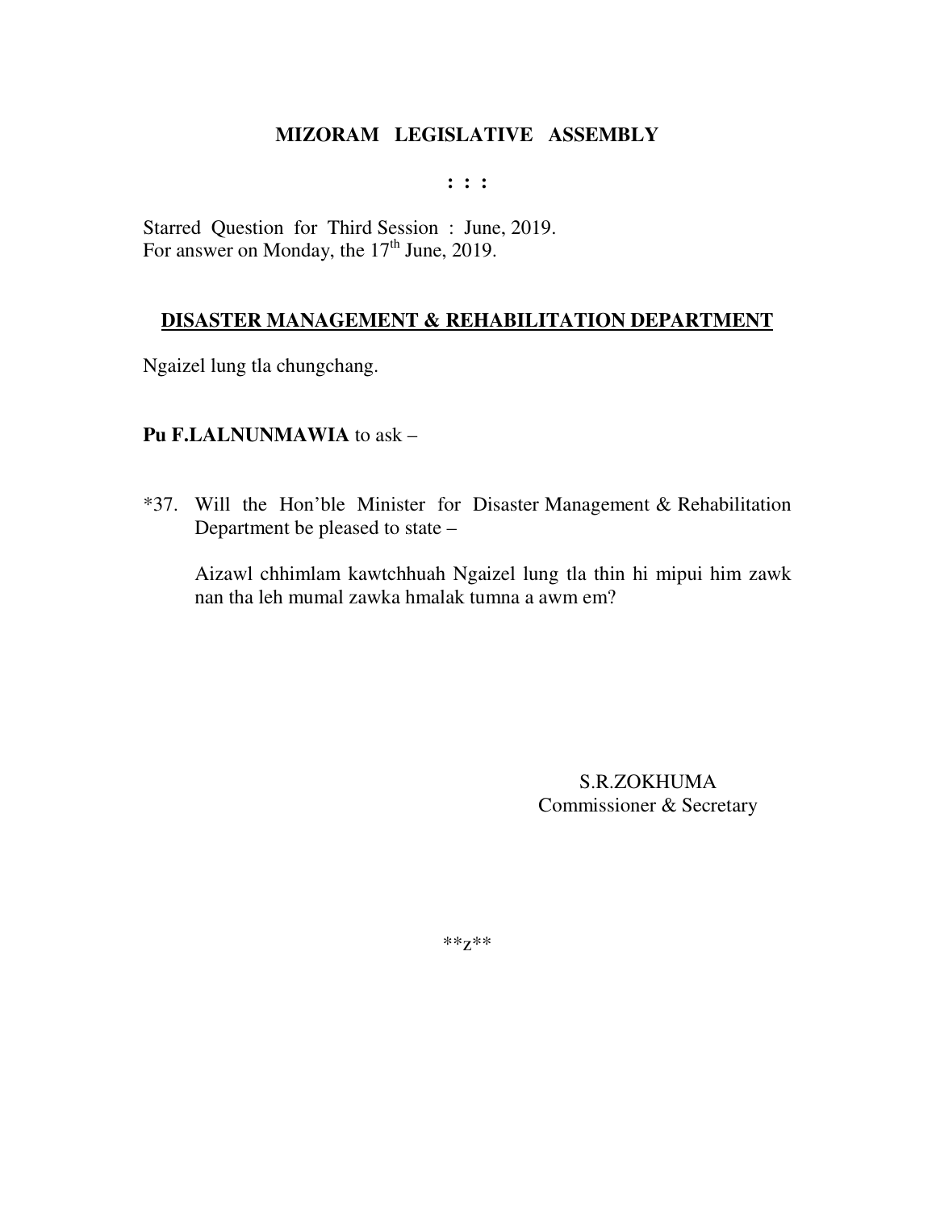# MIZORAM LEGISLATIVE ASSEMBLY

: : :

Starred Question for Third Session : June, 2019.
For answer on Monday, the 17th June, 2019.

## DISASTER MANAGEMENT & REHABILITATION DEPARTMENT

Ngaizel lung tla chungchang.

**Pu F.LALNUNMAWIA** to ask –

*37. Will the Hon'ble Minister for Disaster Management & Rehabilitation Department be pleased to state –

Aizawl chhimlam kawtchhuah Ngaizel lung tla thin hi mipui him zawk nan tha leh mumal zawka hmalak tumna a awm em?

S.R.ZOKHUMA
Commissioner & Secretary

**z**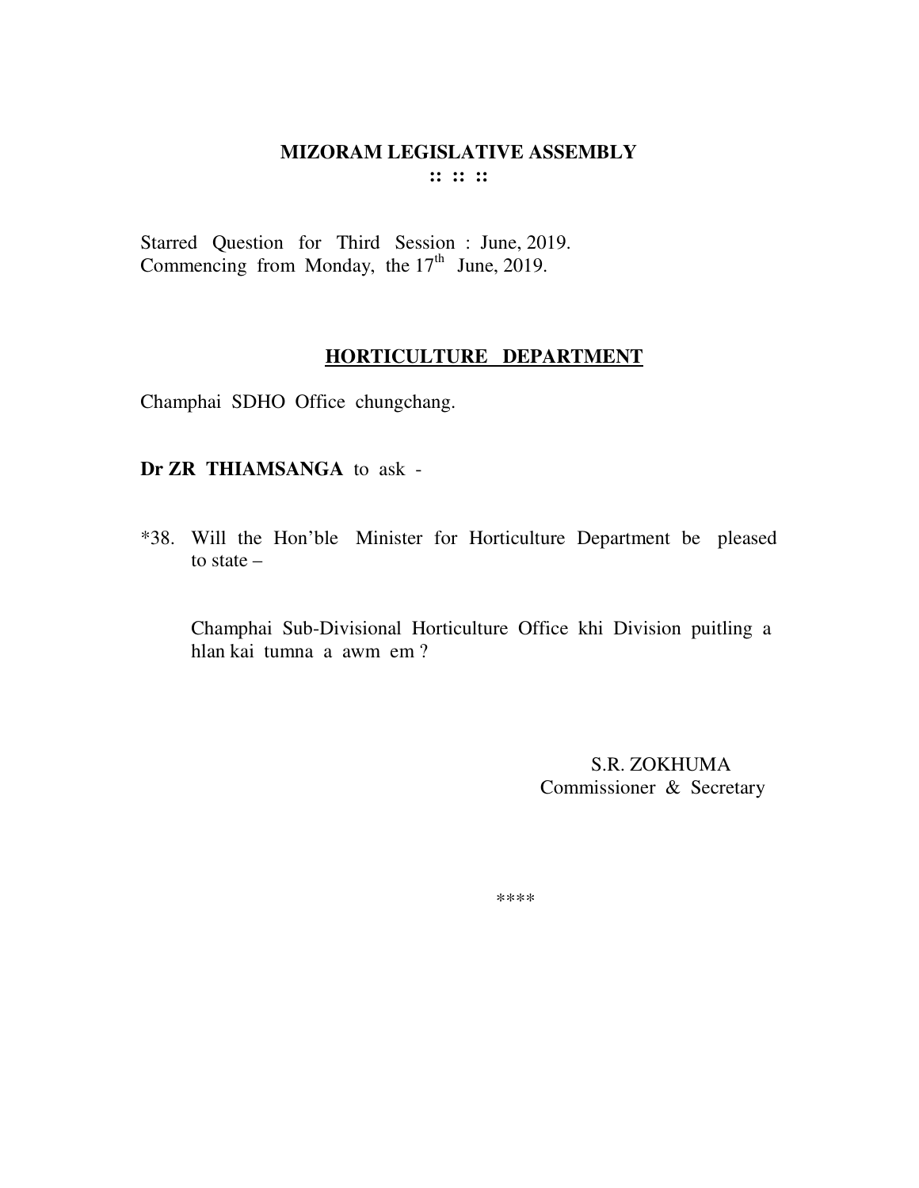# MIZORAM LEGISLATIVE ASSEMBLY

**:: :: ::**

Starred Question for Third Session : June, 2019.
Commencing from Monday, the 17th June, 2019.

## HORTICULTURE DEPARTMENT

Champhai SDHO Office chungchang.

**Dr ZR THIAMSANGA** to ask -

*38. Will the Hon'ble Minister for Horticulture Department be pleased to state –

Champhai Sub-Divisional Horticulture Office khi Division puitling a hlan kai tumna a awm em ?

S.R. ZOKHUMA
Commissioner & Secretary

****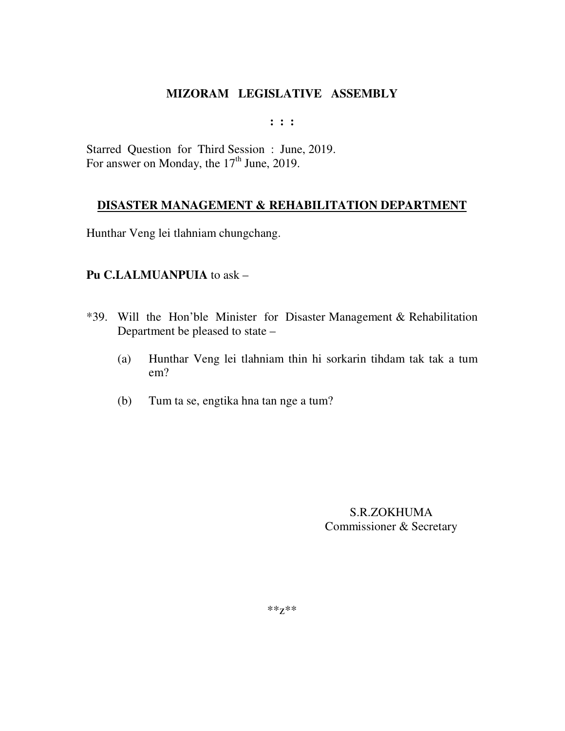# MIZORAM LEGISLATIVE ASSEMBLY

: : :

Starred Question for Third Session : June, 2019.
For answer on Monday, the 17th June, 2019.

## DISASTER MANAGEMENT & REHABILITATION DEPARTMENT

Hunthar Veng lei tlahniam chungchang.

**Pu C.LALMUANPUIA** to ask –

*39. Will the Hon'ble Minister for Disaster Management & Rehabilitation Department be pleased to state –

(a) Hunthar Veng lei tlahniam thin hi sorkarin tihdam tak tak a tum em?

(b) Tum ta se, engtika hna tan nge a tum?

S.R.ZOKHUMA
Commissioner & Secretary

**z**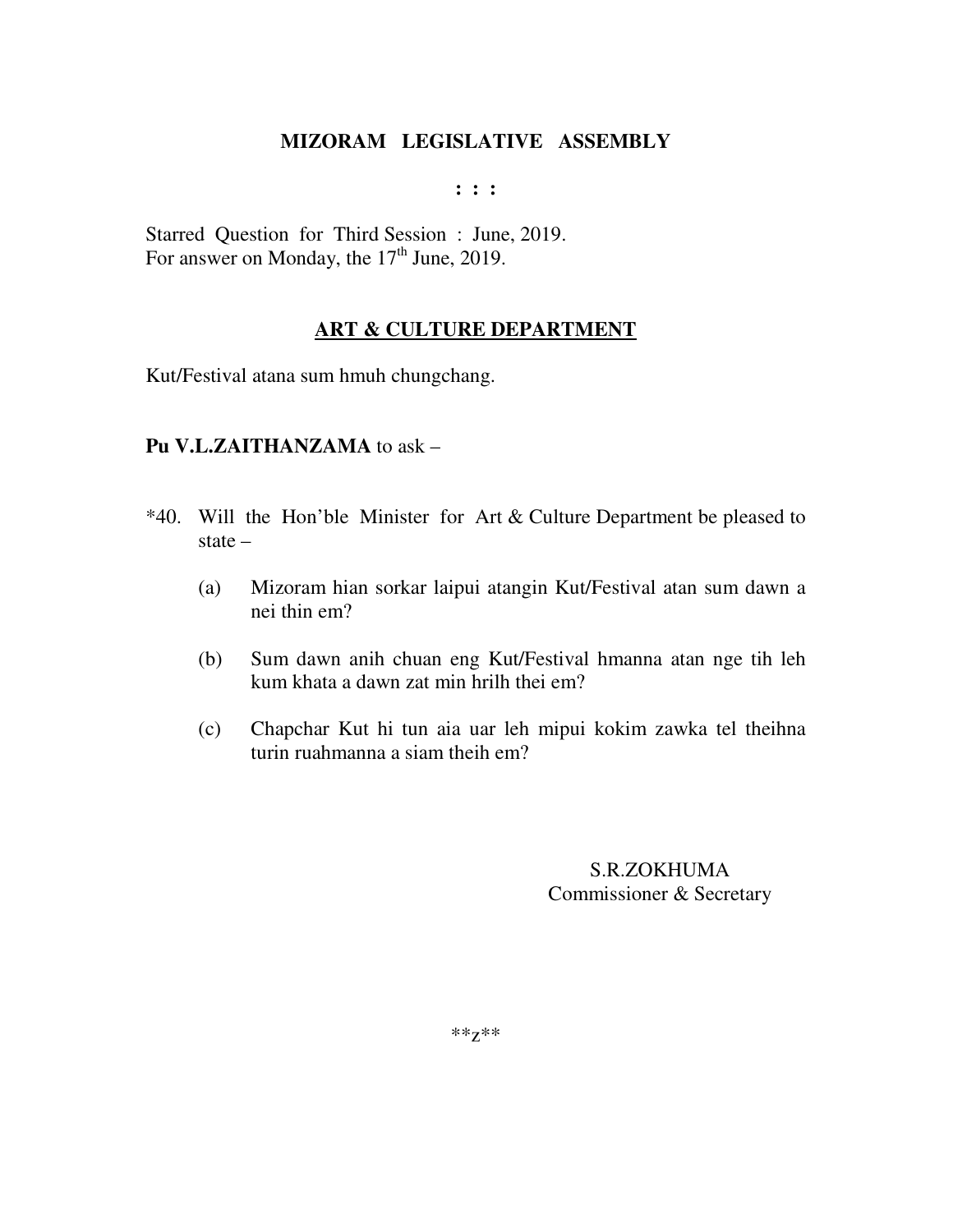# MIZORAM LEGISLATIVE ASSEMBLY

: : :

Starred Question for Third Session : June, 2019.
For answer on Monday, the 17th June, 2019.

## ART & CULTURE DEPARTMENT

Kut/Festival atana sum hmuh chungchang.

**Pu V.L.ZAITHANZAMA** to ask –

*40. Will the Hon'ble Minister for Art & Culture Department be pleased to state –

(a) Mizoram hian sorkar laipui atangin Kut/Festival atan sum dawn a nei thin em?

(b) Sum dawn anih chuan eng Kut/Festival hmanna atan nge tih leh kum khata a dawn zat min hrilh thei em?

(c) Chapchar Kut hi tun aia uar leh mipui kokim zawka tel theihna turin ruahmanna a siam theih em?

S.R.ZOKHUMA
Commissioner & Secretary

**z**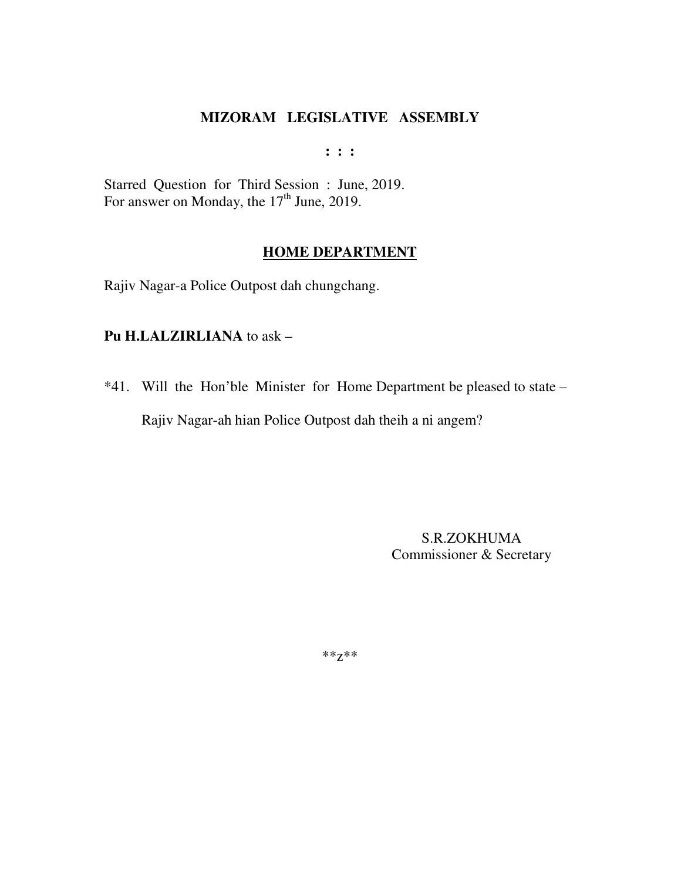**MIZORAM LEGISLATIVE ASSEMBLY**

**: : :**

Starred Question for Third Session : June, 2019.
For answer on Monday, the 17th June, 2019.

**HOME DEPARTMENT**

Rajiv Nagar-a Police Outpost dah chungchang.

**Pu H.LALZIRLIANA** to ask –

*41. Will the Hon'ble Minister for Home Department be pleased to state –

Rajiv Nagar-ah hian Police Outpost dah theih a ni angem?

S.R.ZOKHUMA
Commissioner & Secretary

**z**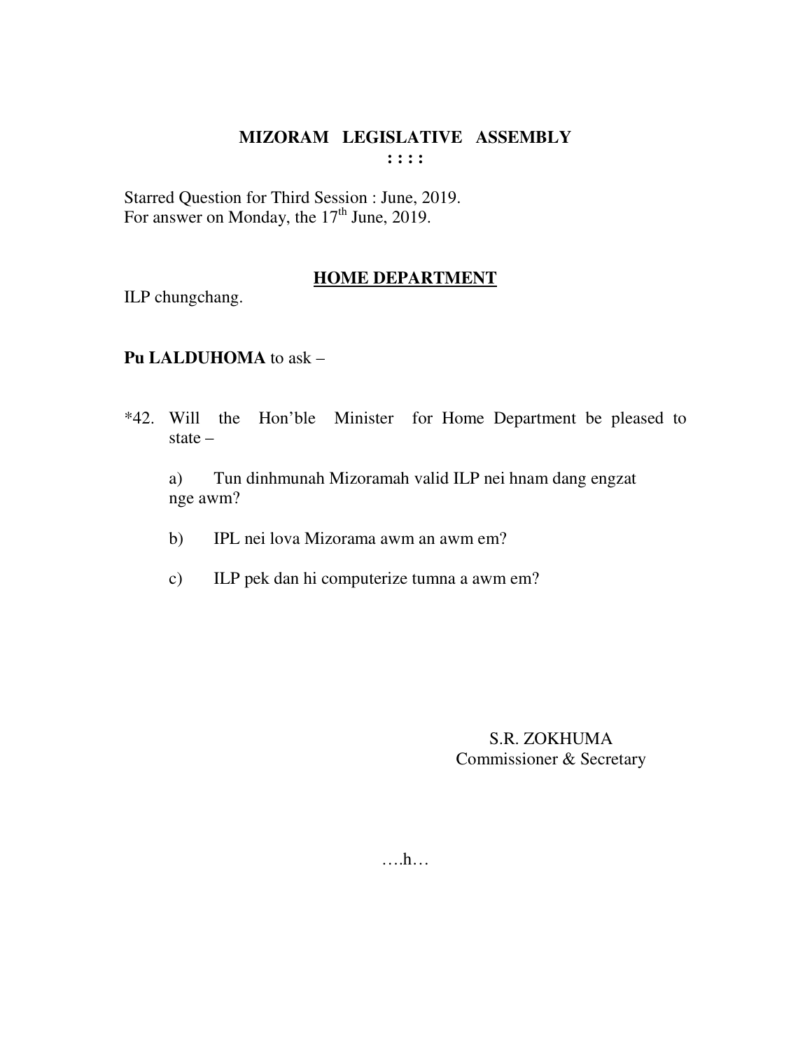# MIZORAM LEGISLATIVE ASSEMBLY

: : : :

Starred Question for Third Session : June, 2019.
For answer on Monday, the 17th June, 2019.

## HOME DEPARTMENT

ILP chungchang.

**Pu LALDUHOMA** to ask –

*42. Will the Hon'ble Minister for Home Department be pleased to state –

a) Tun dinhmunah Mizoramah valid ILP nei hnam dang engzat nge awm?

b) IPL nei lova Mizorama awm an awm em?

c) ILP pek dan hi computerize tumna a awm em?

S.R. ZOKHUMA
Commissioner & Secretary

….h…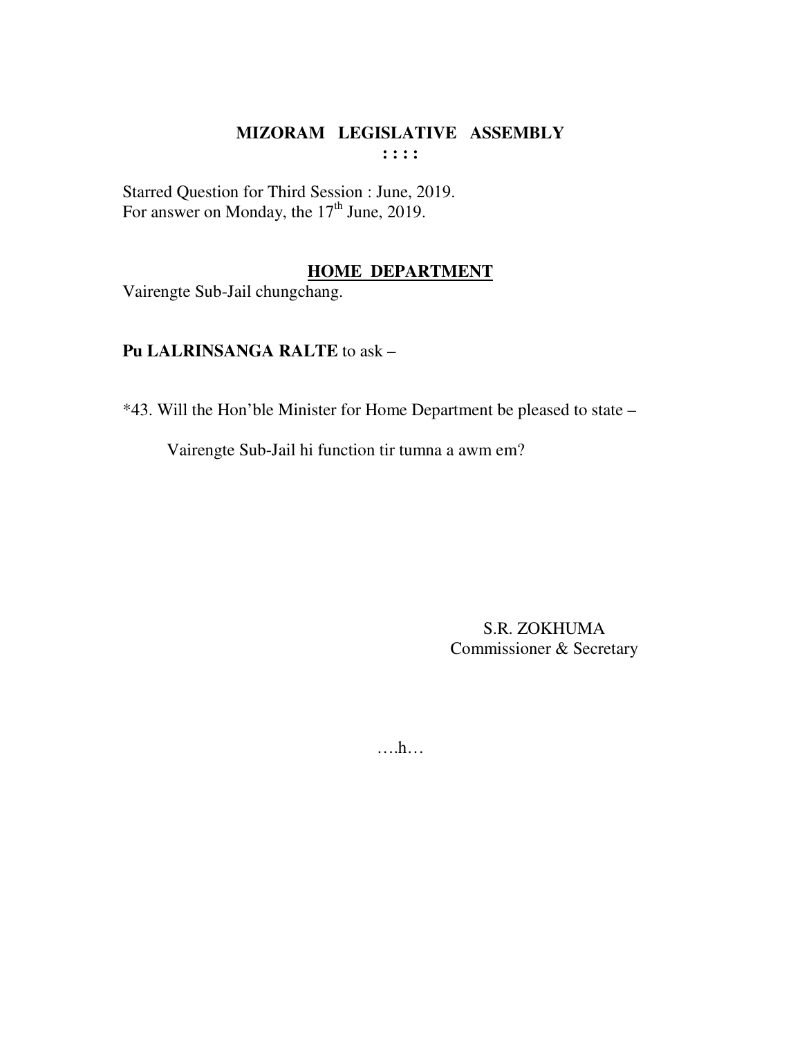# MIZORAM LEGISLATIVE ASSEMBLY

**: : : :**

Starred Question for Third Session : June, 2019.
For answer on Monday, the 17th June, 2019.

## HOME DEPARTMENT

Vairengte Sub-Jail chungchang.

**Pu LALRINSANGA RALTE** to ask –

*43. Will the Hon'ble Minister for Home Department be pleased to state –

Vairengte Sub-Jail hi function tir tumna a awm em?

S.R. ZOKHUMA
Commissioner & Secretary

….h…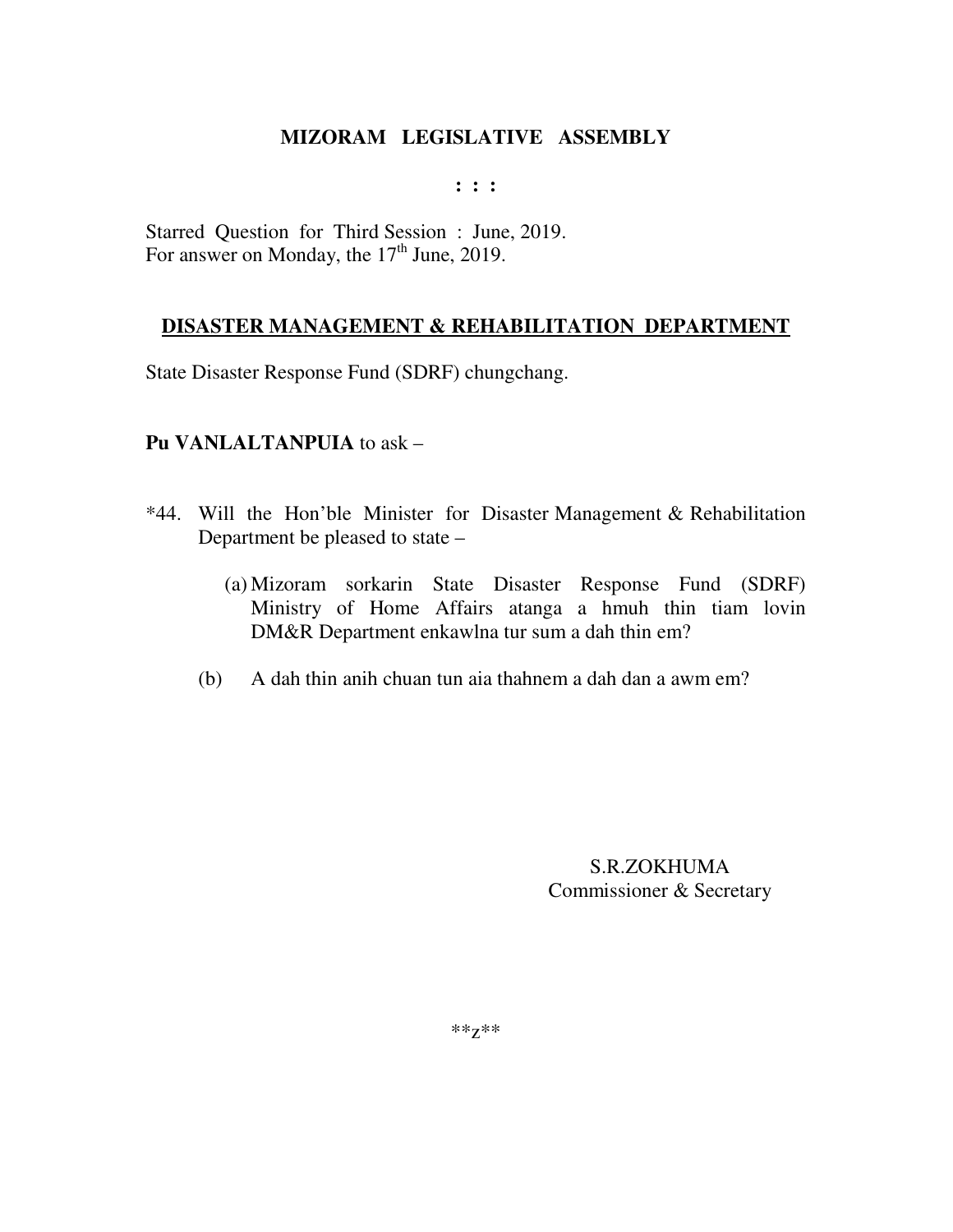**MIZORAM LEGISLATIVE ASSEMBLY**

**: : :**

Starred Question for Third Session : June, 2019.
For answer on Monday, the 17th June, 2019.

**<u>DISASTER MANAGEMENT & REHABILITATION DEPARTMENT</u>**

State Disaster Response Fund (SDRF) chungchang.

**Pu VANLALTANPUIA** to ask –

*44. Will the Hon'ble Minister for Disaster Management & Rehabilitation Department be pleased to state –

(a) Mizoram sorkarin State Disaster Response Fund (SDRF) Ministry of Home Affairs atanga a hmuh thin tiam lovin DM&R Department enkawlna tur sum a dah thin em?

(b) A dah thin anih chuan tun aia thahnem a dah dan a awm em?

S.R.ZOKHUMA
Commissioner & Secretary

**z**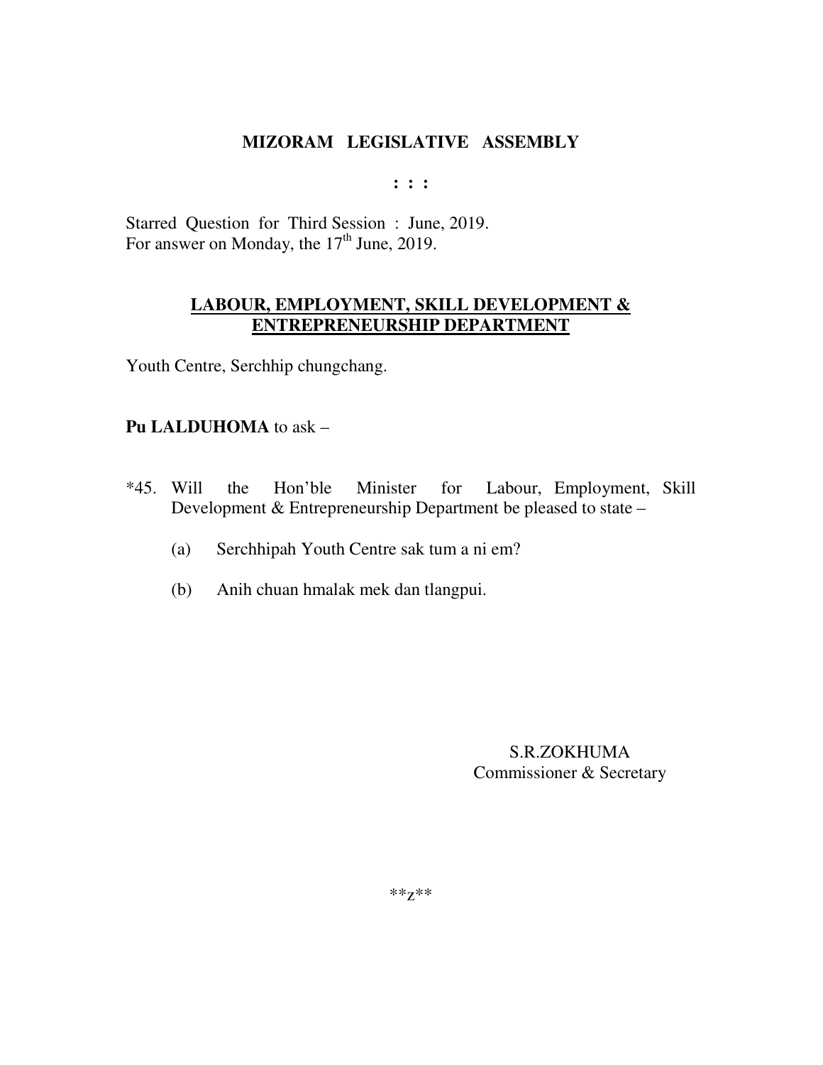# MIZORAM LEGISLATIVE ASSEMBLY

**: : :**

Starred Question for Third Session : June, 2019.
For answer on Monday, the 17th June, 2019.

## LABOUR, EMPLOYMENT, SKILL DEVELOPMENT & ENTREPRENEURSHIP DEPARTMENT

Youth Centre, Serchhip chungchang.

**Pu LALDUHOMA** to ask –

*45. Will the Hon'ble Minister for Labour, Employment, Skill Development & Entrepreneurship Department be pleased to state –

(a) Serchhipah Youth Centre sak tum a ni em?

(b) Anih chuan hmalak mek dan tlangpui.

S.R.ZOKHUMA
Commissioner & Secretary

**z**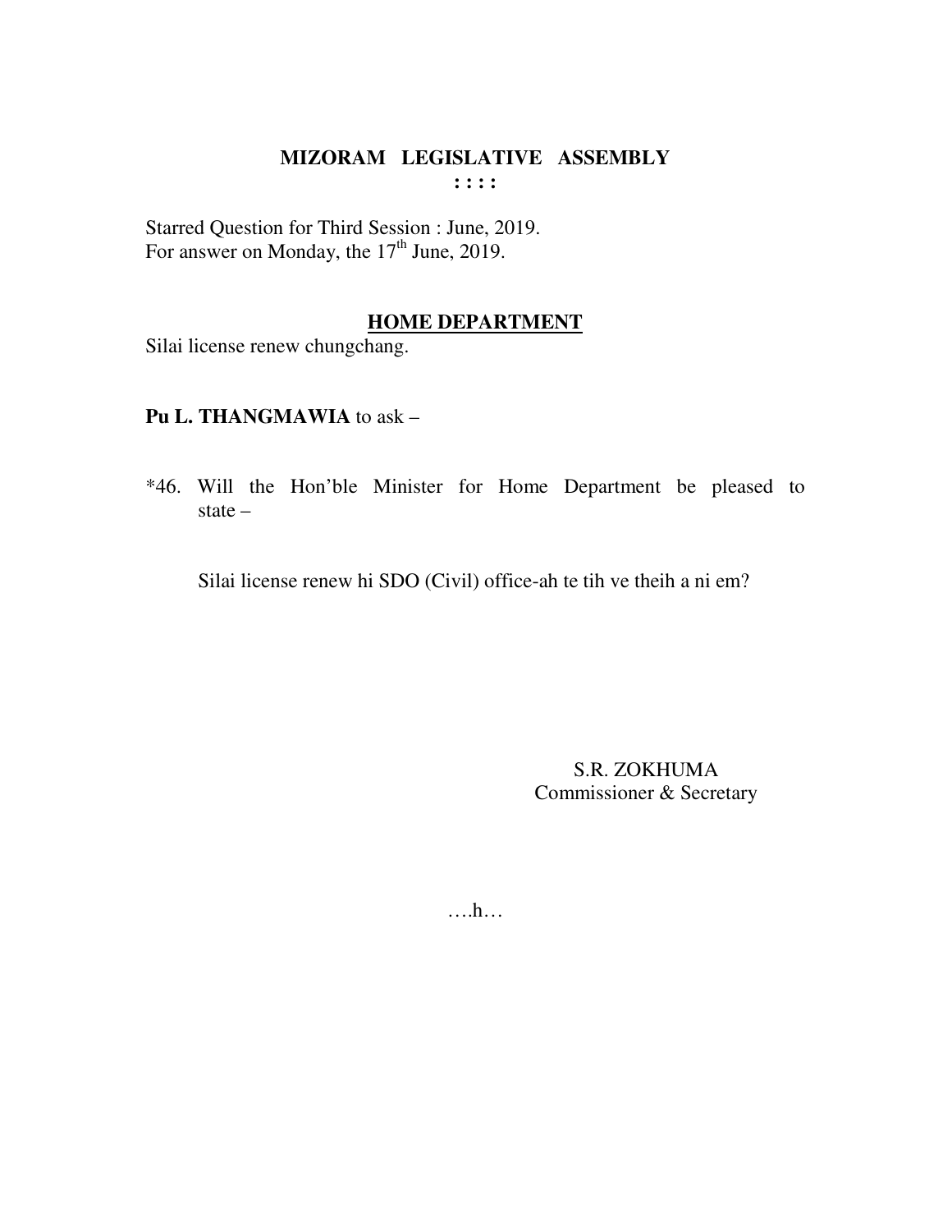**MIZORAM LEGISLATIVE ASSEMBLY**
**: : : :**

Starred Question for Third Session : June, 2019.
For answer on Monday, the 17th June, 2019.

**HOME DEPARTMENT**

Silai license renew chungchang.

**Pu L. THANGMAWIA** to ask –

*46. Will the Hon'ble Minister for Home Department be pleased to state –

Silai license renew hi SDO (Civil) office-ah te tih ve theih a ni em?

S.R. ZOKHUMA
Commissioner & Secretary

….h…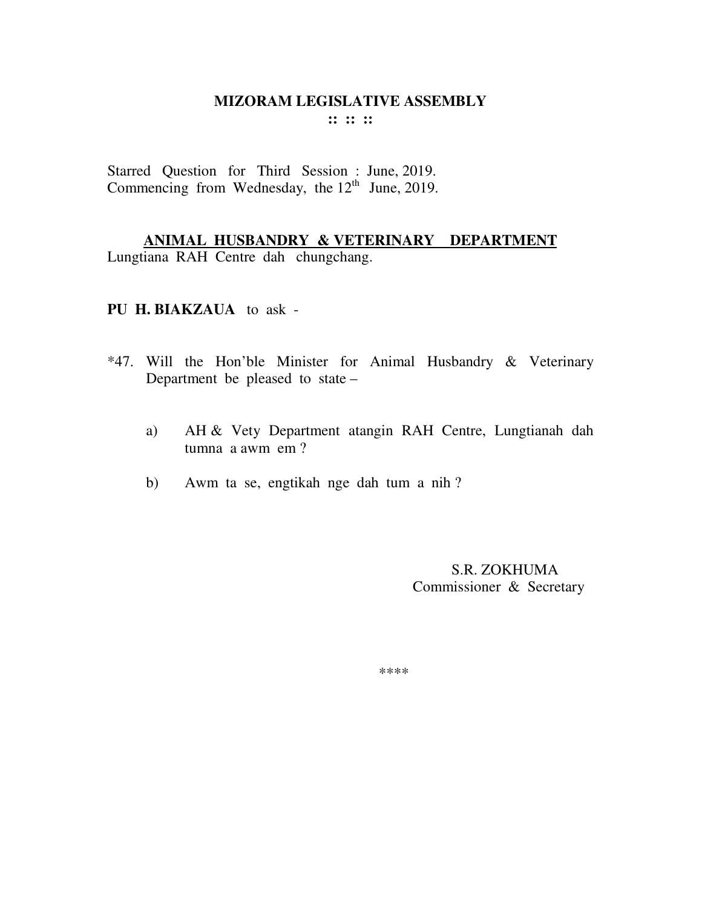# MIZORAM LEGISLATIVE ASSEMBLY

**:: :: ::**

Starred Question for Third Session : June, 2019.
Commencing from Wednesday, the 12th June, 2019.

## ANIMAL HUSBANDRY & VETERINARY DEPARTMENT

Lungtiana RAH Centre dah chungchang.

**PU H. BIAKZAUA** to ask -

*47. Will the Hon'ble Minister for Animal Husbandry & Veterinary Department be pleased to state –

a) AH & Vety Department atangin RAH Centre, Lungtianah dah tumna a awm em ?

b) Awm ta se, engtikah nge dah tum a nih ?

S.R. ZOKHUMA
Commissioner & Secretary

****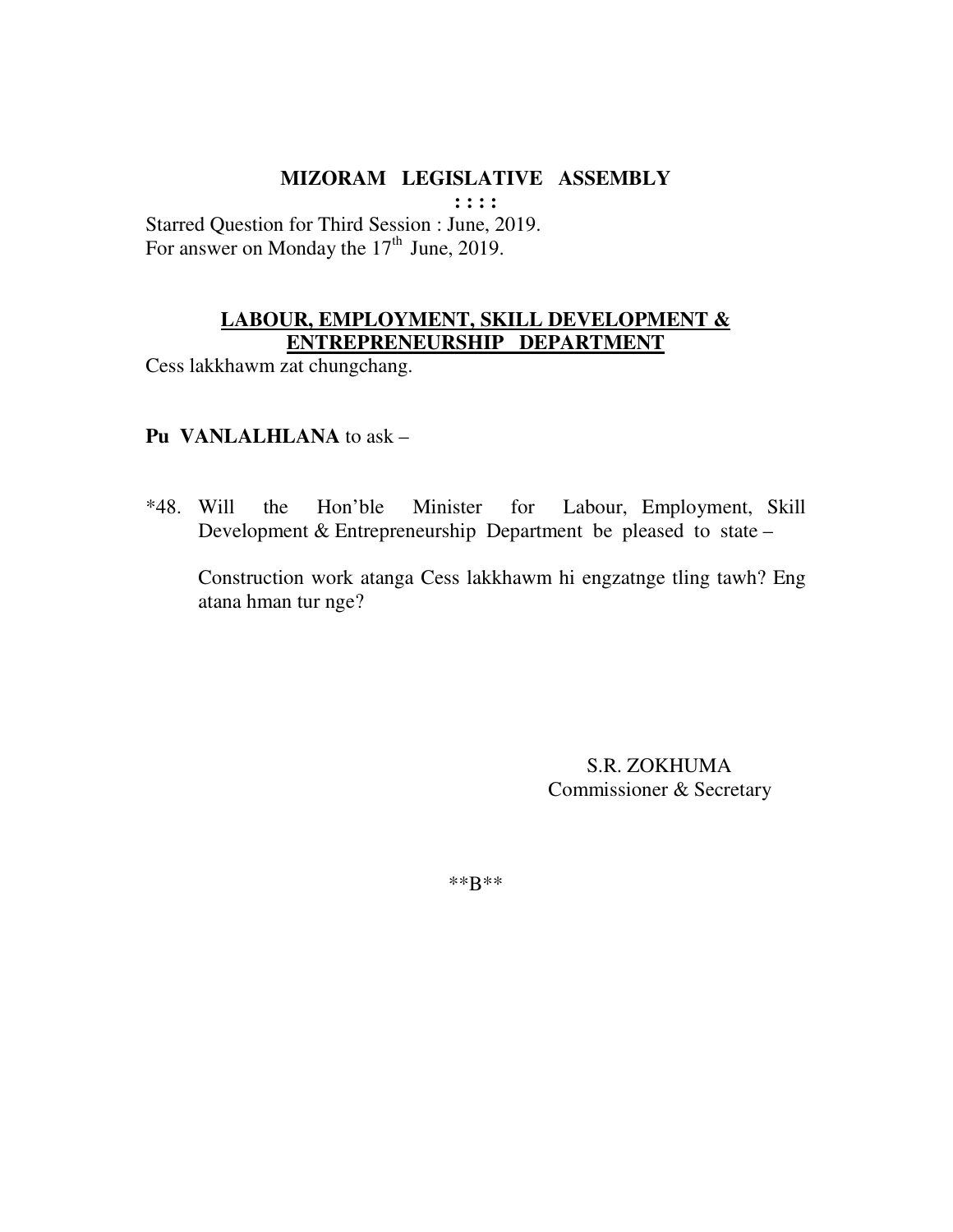# MIZORAM LEGISLATIVE ASSEMBLY

**: : : :**

Starred Question for Third Session : June, 2019.
For answer on Monday the 17th June, 2019.

## LABOUR, EMPLOYMENT, SKILL DEVELOPMENT & ENTREPRENEURSHIP DEPARTMENT

Cess lakkhawm zat chungchang.

**Pu VANLALHLANA** to ask –

*48. Will the Hon'ble Minister for Labour, Employment, Skill Development & Entrepreneurship Department be pleased to state –

Construction work atanga Cess lakkhawm hi engzatnge tling tawh? Eng atana hman tur nge?

S.R. ZOKHUMA
Commissioner & Secretary

**B**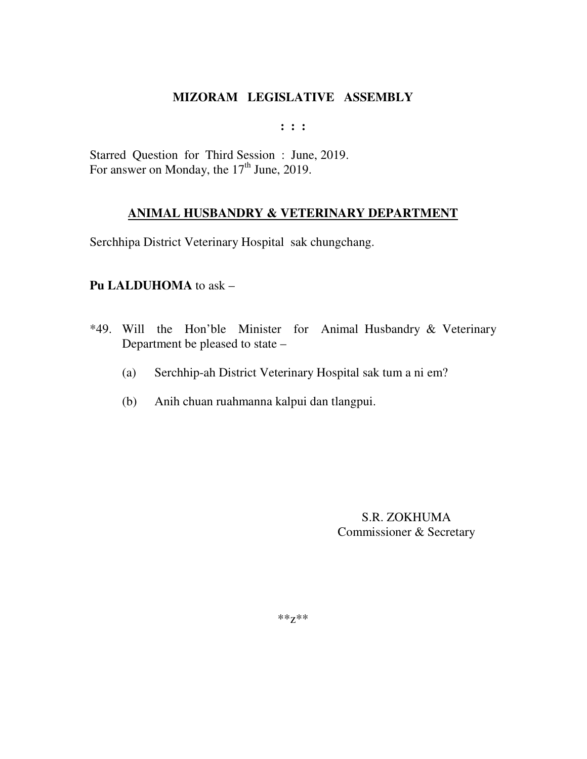# MIZORAM LEGISLATIVE ASSEMBLY

**: : :**

Starred Question for Third Session : June, 2019.
For answer on Monday, the 17th June, 2019.

## ANIMAL HUSBANDRY & VETERINARY DEPARTMENT

Serchhipa District Veterinary Hospital sak chungchang.

**Pu LALDUHOMA** to ask –

*49. Will the Hon'ble Minister for Animal Husbandry & Veterinary Department be pleased to state –

(a) Serchhip-ah District Veterinary Hospital sak tum a ni em?

(b) Anih chuan ruahmanna kalpui dan tlangpui.

S.R. ZOKHUMA
Commissioner & Secretary

**z**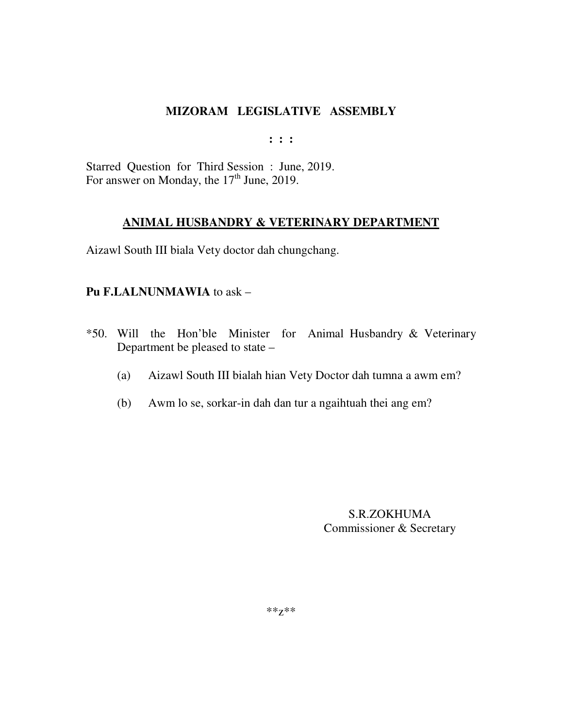**MIZORAM LEGISLATIVE ASSEMBLY**

**: : :**

Starred Question for Third Session : June, 2019.
For answer on Monday, the 17th June, 2019.

**ANIMAL HUSBANDRY & VETERINARY DEPARTMENT**

Aizawl South III biala Vety doctor dah chungchang.

**Pu F.LALNUNMAWIA** to ask –

*50. Will the Hon'ble Minister for Animal Husbandry & Veterinary Department be pleased to state –

(a) Aizawl South III bialah hian Vety Doctor dah tumna a awm em?

(b) Awm lo se, sorkar-in dah dan tur a ngaihtuah thei ang em?

S.R.ZOKHUMA
Commissioner & Secretary

**z**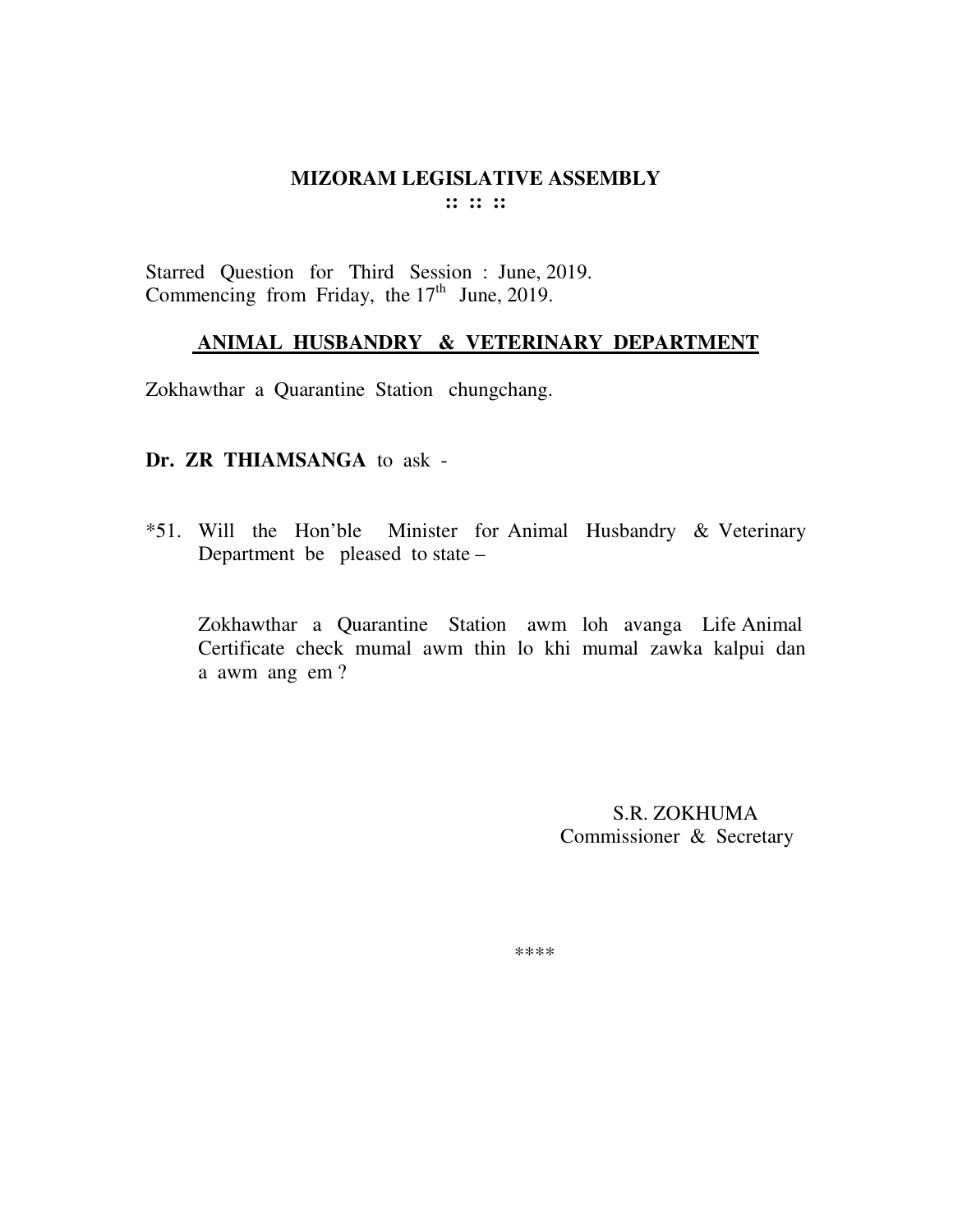# MIZORAM LEGISLATIVE ASSEMBLY

**:: :: ::**

Starred Question for Third Session : June, 2019.
Commencing from Friday, the 17th June, 2019.

## ANIMAL HUSBANDRY & VETERINARY DEPARTMENT

Zokhawthar a Quarantine Station chungchang.

**Dr. ZR THIAMSANGA** to ask -

*51. Will the Hon'ble Minister for Animal Husbandry & Veterinary Department be pleased to state –

Zokhawthar a Quarantine Station awm loh avanga Life Animal Certificate check mumal awm thin lo khi mumal zawka kalpui dan a awm ang em ?

S.R. ZOKHUMA
Commissioner & Secretary

****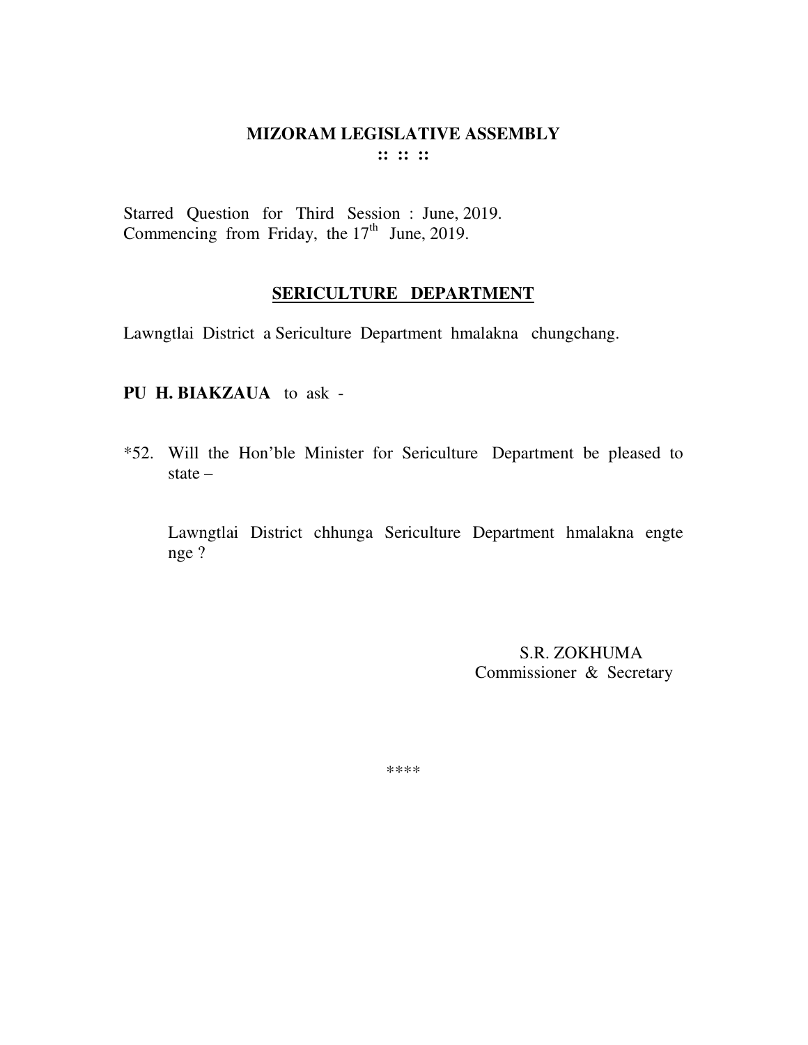# MIZORAM LEGISLATIVE ASSEMBLY

**:: :: ::**

Starred Question for Third Session : June, 2019.
Commencing from Friday, the 17th June, 2019.

## SERICULTURE DEPARTMENT

Lawngtlai District a Sericulture Department hmalakna chungchang.

**PU H. BIAKZAUA** to ask -

*52. Will the Hon'ble Minister for Sericulture Department be pleased to state –

Lawngtlai District chhunga Sericulture Department hmalakna engte nge ?

S.R. ZOKHUMA
Commissioner & Secretary

****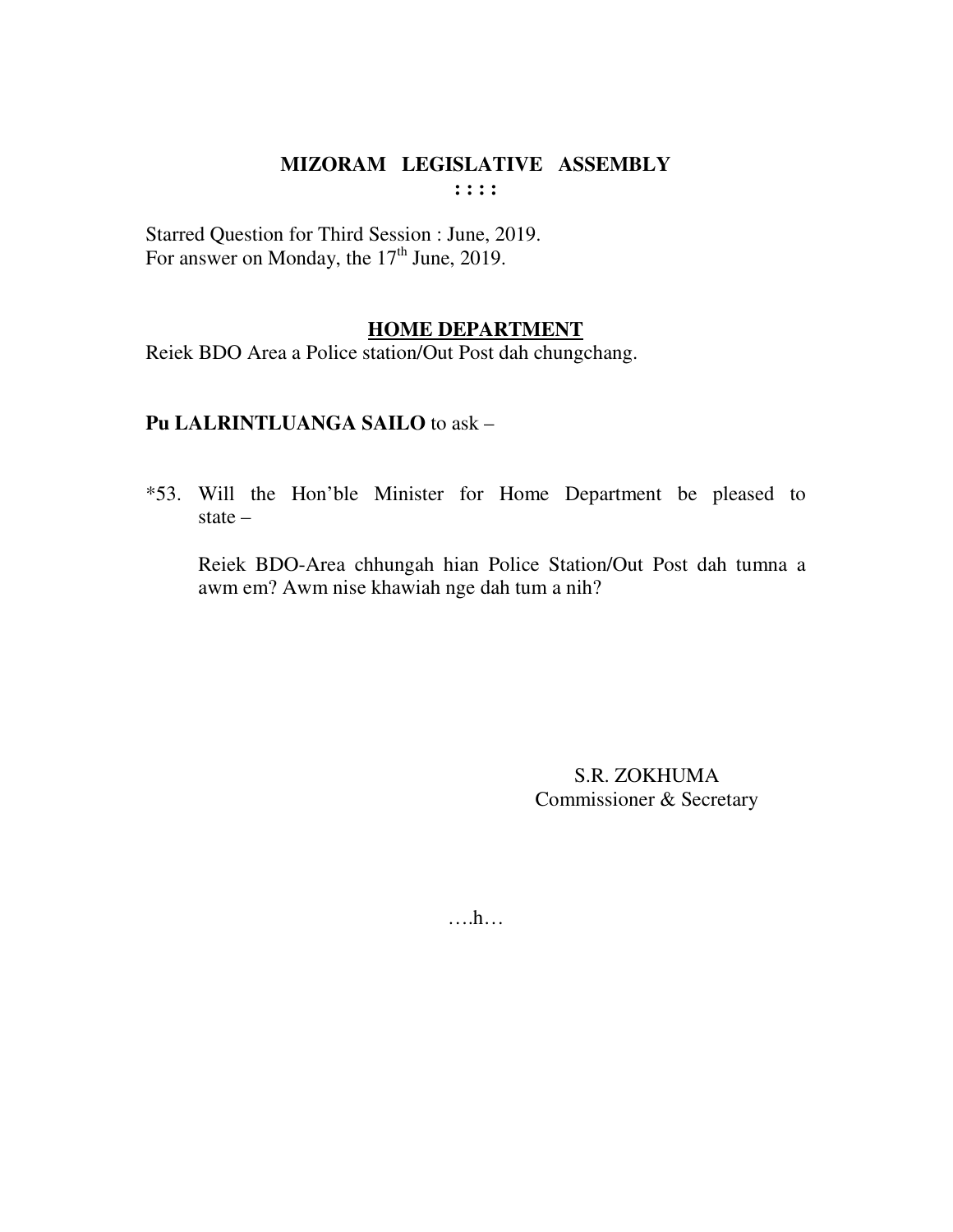# MIZORAM LEGISLATIVE ASSEMBLY

**: : : :**

Starred Question for Third Session : June, 2019.
For answer on Monday, the 17th June, 2019.

## HOME DEPARTMENT

Reiek BDO Area a Police station/Out Post dah chungchang.

**Pu LALRINTLUANGA SAILO** to ask –

*53. Will the Hon'ble Minister for Home Department be pleased to state –

Reiek BDO-Area chhungah hian Police Station/Out Post dah tumna a awm em? Awm nise khawiah nge dah tum a nih?

S.R. ZOKHUMA
Commissioner & Secretary

….h…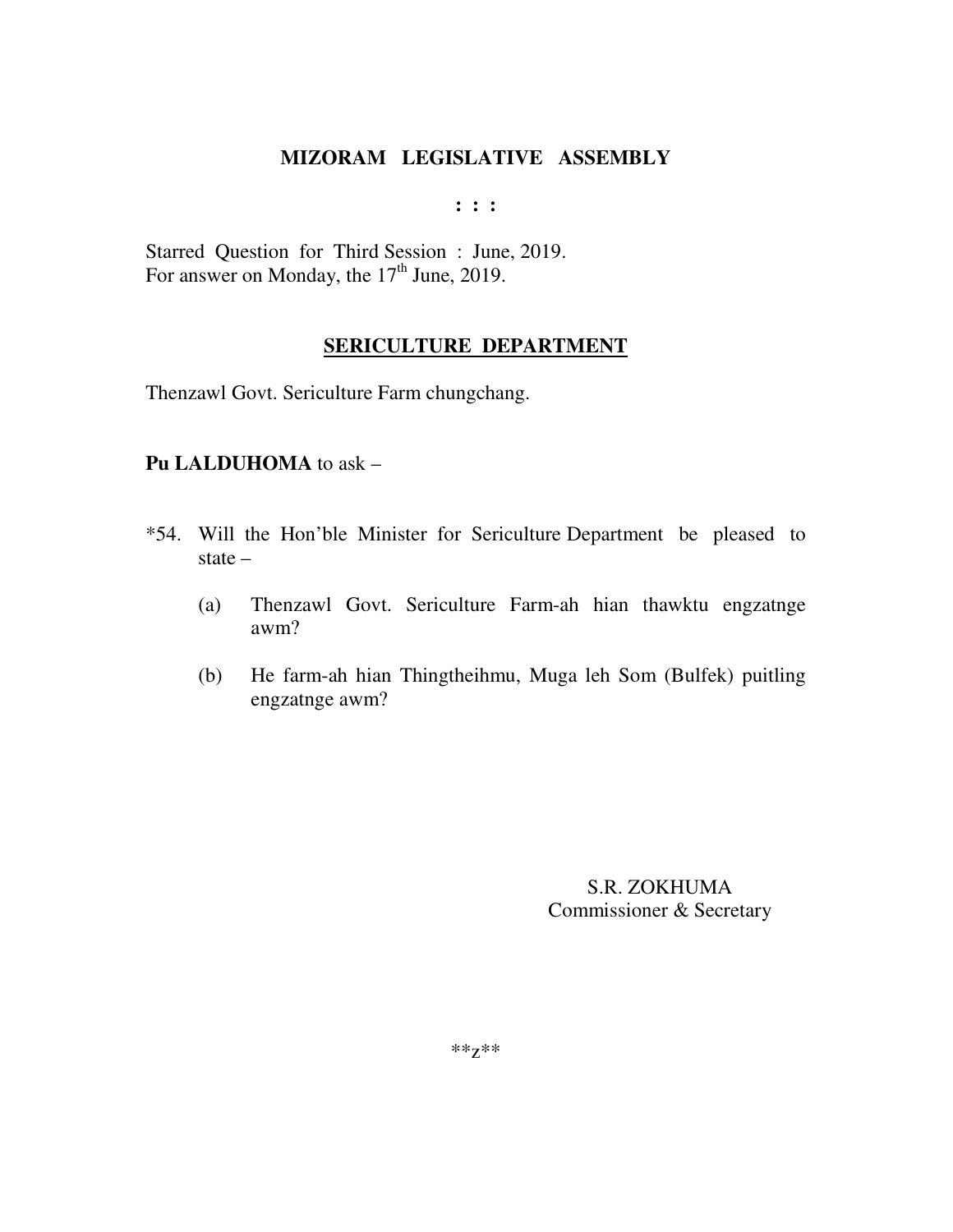# MIZORAM LEGISLATIVE ASSEMBLY

**: : :**

Starred Question for Third Session : June, 2019.
For answer on Monday, the 17th June, 2019.

## SERICULTURE DEPARTMENT

Thenzawl Govt. Sericulture Farm chungchang.

**Pu LALDUHOMA** to ask –

*54. Will the Hon'ble Minister for Sericulture Department be pleased to state –

(a) Thenzawl Govt. Sericulture Farm-ah hian thawktu engzatnge awm?

(b) He farm-ah hian Thingtheihmu, Muga leh Som (Bulfek) puitling engzatnge awm?

S.R. ZOKHUMA
Commissioner & Secretary

**z**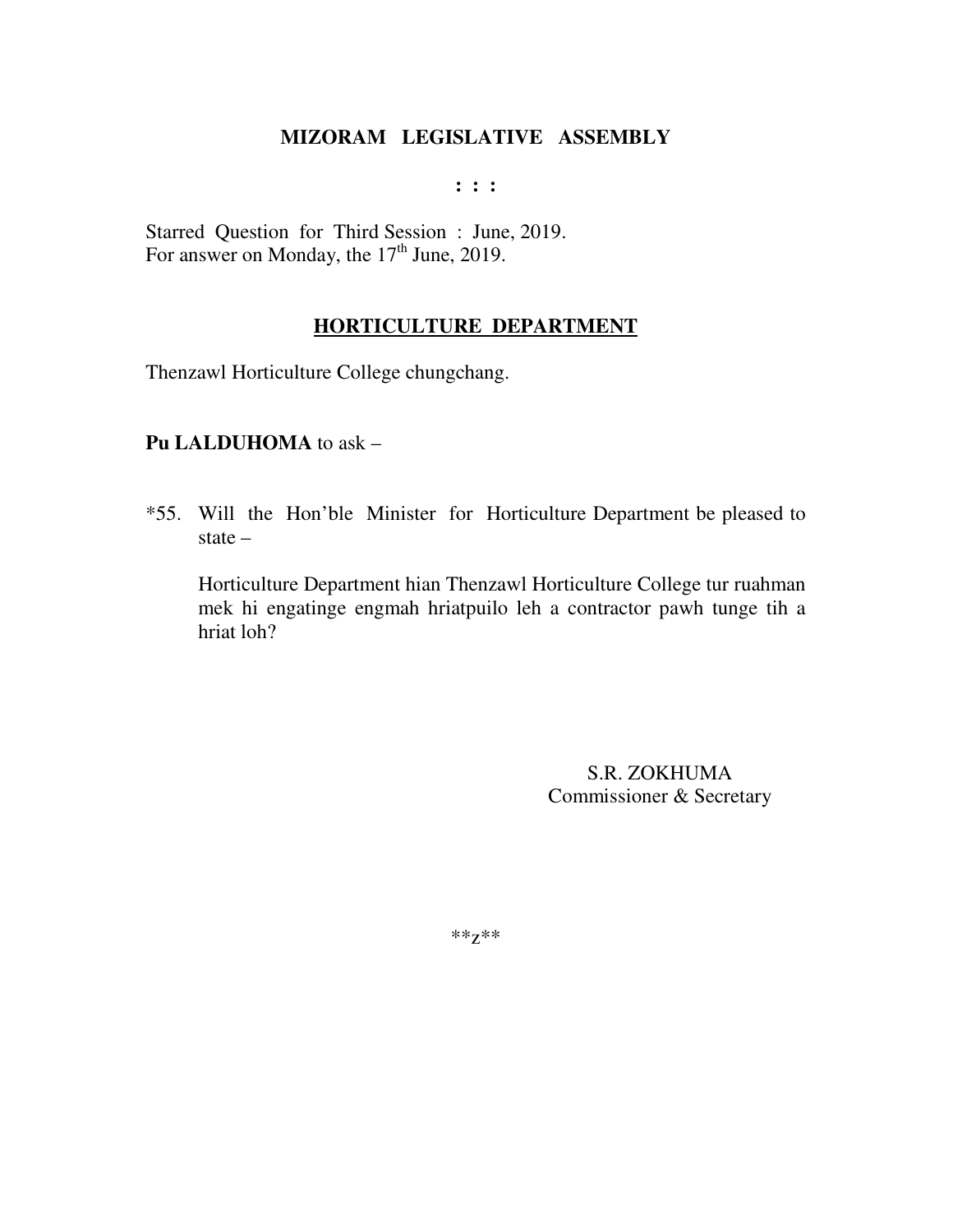**MIZORAM LEGISLATIVE ASSEMBLY**

**: : :**

Starred Question for Third Session : June, 2019.
For answer on Monday, the 17th June, 2019.

**HORTICULTURE DEPARTMENT**

Thenzawl Horticulture College chungchang.

**Pu LALDUHOMA** to ask –

*55. Will the Hon'ble Minister for Horticulture Department be pleased to state –

Horticulture Department hian Thenzawl Horticulture College tur ruahman mek hi engatinge engmah hriatpuilo leh a contractor pawh tunge tih a hriat loh?

S.R. ZOKHUMA
Commissioner & Secretary

**z**